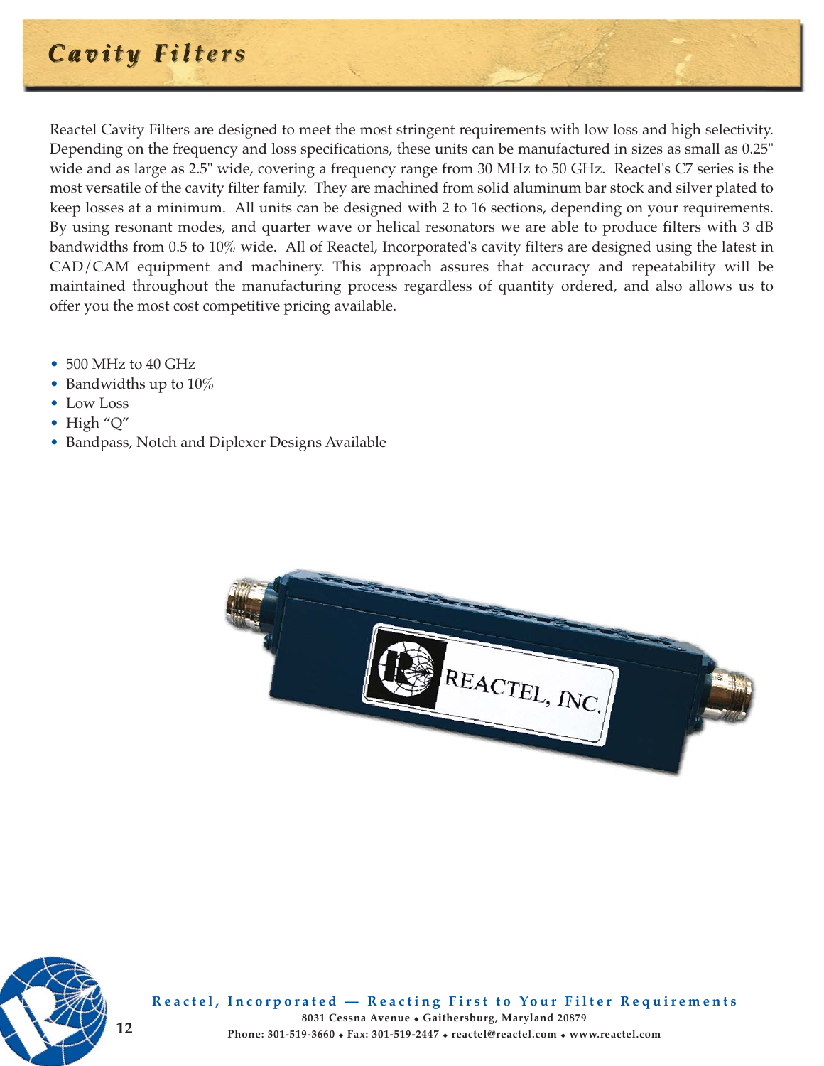# Cavity Filters

Reactel Cavity Filters are designed to meet the most stringent requirements with low loss and high selectivity. Depending on the frequency and loss specifications, these units can be manufactured in sizes as small as 0.25" wide and as large as 2.5" wide, covering a frequency range from 30 MHz to 50 GHz. Reactel's C7 series is the most versatile of the cavity filter family. They are machined from solid aluminum bar stock and silver plated to keep losses at a minimum. All units can be designed with 2 to 16 sections, depending on your requirements. By using resonant modes, and quarter wave or helical resonators we are able to produce filters with 3 dB bandwidths from 0.5 to 10% wide. All of Reactel, Incorporated's cavity filters are designed using the latest in CAD/CAM equipment and machinery. This approach assures that accuracy and repeatability will be maintained throughout the manufacturing process regardless of quantity ordered, and also allows us to offer you the most cost competitive pricing available.

- 500 MHz to 40 GHz
- Bandwidths up to 10%
- Low Loss
- High "Q"
- Bandpass, Notch and Diplexer Designs Available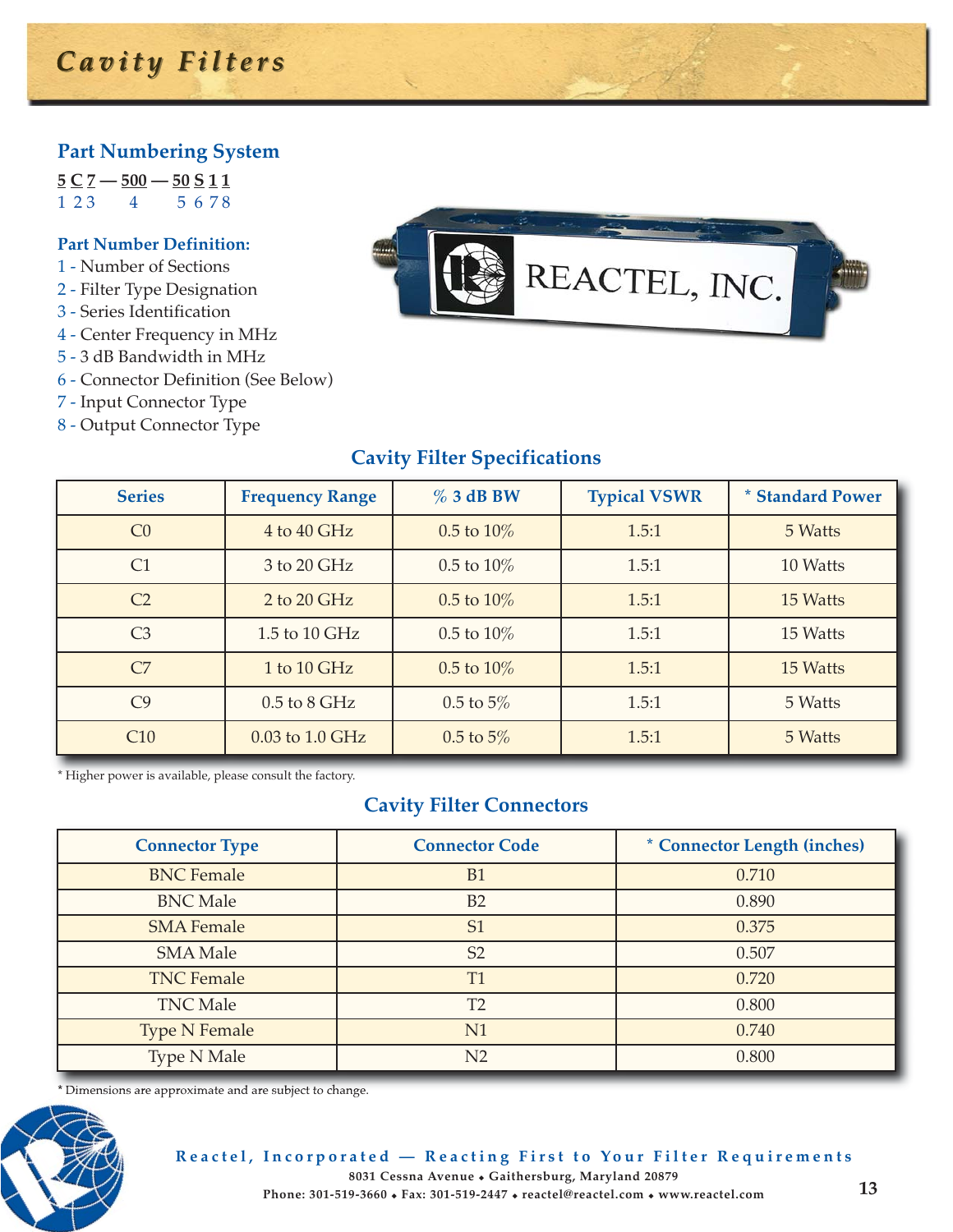# Cavity Filters

## Part Numbering System

5 C 7 — 500 — 50 S 1 1
1 2 3 4 5 6 7 8

### Part Number Definition:

1 - Number of Sections
2 - Filter Type Designation
3 - Series Identification
4 - Center Frequency in MHz
5 - 3 dB Bandwidth in MHz
6 - Connector Definition (See Below)
7 - Input Connector Type
8 - Output Connector Type

## Cavity Filter Specifications

| Series | Frequency Range | % 3 dB BW | Typical VSWR | * Standard Power |
|---|---|---|---|---|
| C0 | 4 to 40 GHz | 0.5 to 10% | 1.5:1 | 5 Watts |
| C1 | 3 to 20 GHz | 0.5 to 10% | 1.5:1 | 10 Watts |
| C2 | 2 to 20 GHz | 0.5 to 10% | 1.5:1 | 15 Watts |
| C3 | 1.5 to 10 GHz | 0.5 to 10% | 1.5:1 | 15 Watts |
| C7 | 1 to 10 GHz | 0.5 to 10% | 1.5:1 | 15 Watts |
| C9 | 0.5 to 8 GHz | 0.5 to 5% | 1.5:1 | 5 Watts |
| C10 | 0.03 to 1.0 GHz | 0.5 to 5% | 1.5:1 | 5 Watts |

* Higher power is available, please consult the factory.

## Cavity Filter Connectors

| Connector Type | Connector Code | * Connector Length (inches) |
|---|---|---|
| BNC Female | B1 | 0.710 |
| BNC Male | B2 | 0.890 |
| SMA Female | S1 | 0.375 |
| SMA Male | S2 | 0.507 |
| TNC Female | T1 | 0.720 |
| TNC Male | T2 | 0.800 |
| Type N Female | N1 | 0.740 |
| Type N Male | N2 | 0.800 |

* Dimensions are approximate and are subject to change.

Reactel, Incorporated — Reacting First to Your Filter Requirements
8031 Cessna Avenue ♦ Gaithersburg, Maryland 20879
Phone: 301-519-3660 ♦ Fax: 301-519-2447 ♦ reactel@reactel.com ♦ www.reactel.com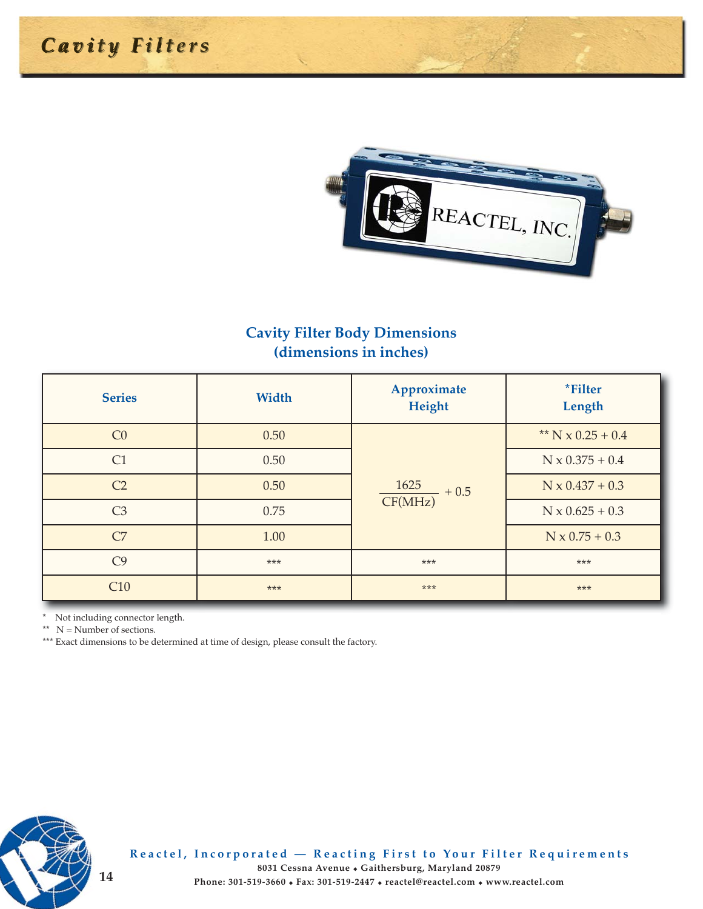# Cavity Filters

## Cavity Filter Body Dimensions (dimensions in inches)

| Series | Width | Approximate Height | *Filter Length |
|---|---|---|---|
| C0 | 0.50 | $\frac{1625}{CF(MHz)} + 0.5$ | ** N x 0.25 + 0.4 |
| C1 | 0.50 | | N x 0.375 + 0.4 |
| C2 | 0.50 | | N x 0.437 + 0.3 |
| C3 | 0.75 | | N x 0.625 + 0.3 |
| C7 | 1.00 | | N x 0.75 + 0.3 |
| C9 | *** | *** | *** |
| C10 | *** | *** | *** |

\* Not including connector length.

** N = Number of sections.

*** Exact dimensions to be determined at time of design, please consult the factory.

**Reactel, Incorporated — Reacting First to Your Filter Requirements**

8031 Cessna Avenue ⬥ Gaithersburg, Maryland 20879

Phone: 301-519-3660 ⬥ Fax: 301-519-2447 ⬥ reactel@reactel.com ⬥ www.reactel.com